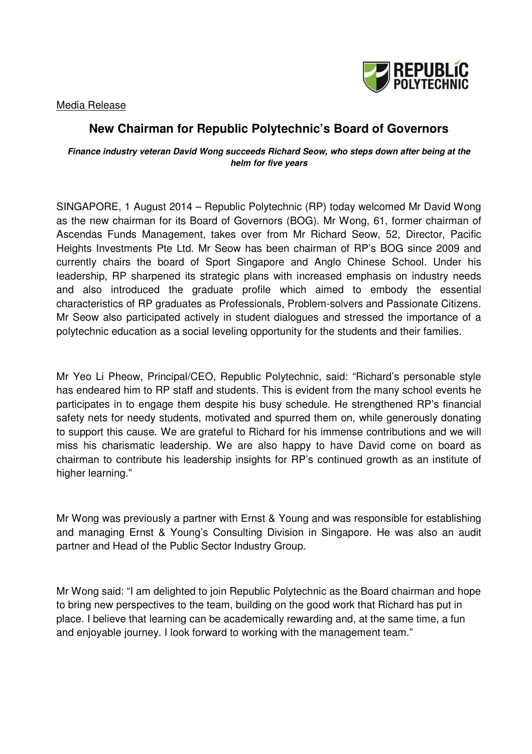Media Release

# New Chairman for Republic Polytechnic's Board of Governors

***Finance industry veteran David Wong succeeds Richard Seow, who steps down after being at the helm for five years***

SINGAPORE, 1 August 2014 – Republic Polytechnic (RP) today welcomed Mr David Wong as the new chairman for its Board of Governors (BOG). Mr Wong, 61, former chairman of Ascendas Funds Management, takes over from Mr Richard Seow, 52, Director, Pacific Heights Investments Pte Ltd. Mr Seow has been chairman of RP's BOG since 2009 and currently chairs the board of Sport Singapore and Anglo Chinese School. Under his leadership, RP sharpened its strategic plans with increased emphasis on industry needs and also introduced the graduate profile which aimed to embody the essential characteristics of RP graduates as Professionals, Problem-solvers and Passionate Citizens. Mr Seow also participated actively in student dialogues and stressed the importance of a polytechnic education as a social leveling opportunity for the students and their families.

Mr Yeo Li Pheow, Principal/CEO, Republic Polytechnic, said: "Richard's personable style has endeared him to RP staff and students. This is evident from the many school events he participates in to engage them despite his busy schedule. He strengthened RP's financial safety nets for needy students, motivated and spurred them on, while generously donating to support this cause. We are grateful to Richard for his immense contributions and we will miss his charismatic leadership. We are also happy to have David come on board as chairman to contribute his leadership insights for RP's continued growth as an institute of higher learning."

Mr Wong was previously a partner with Ernst & Young and was responsible for establishing and managing Ernst & Young's Consulting Division in Singapore. He was also an audit partner and Head of the Public Sector Industry Group.

Mr Wong said: "I am delighted to join Republic Polytechnic as the Board chairman and hope to bring new perspectives to the team, building on the good work that Richard has put in place. I believe that learning can be academically rewarding and, at the same time, a fun and enjoyable journey. I look forward to working with the management team."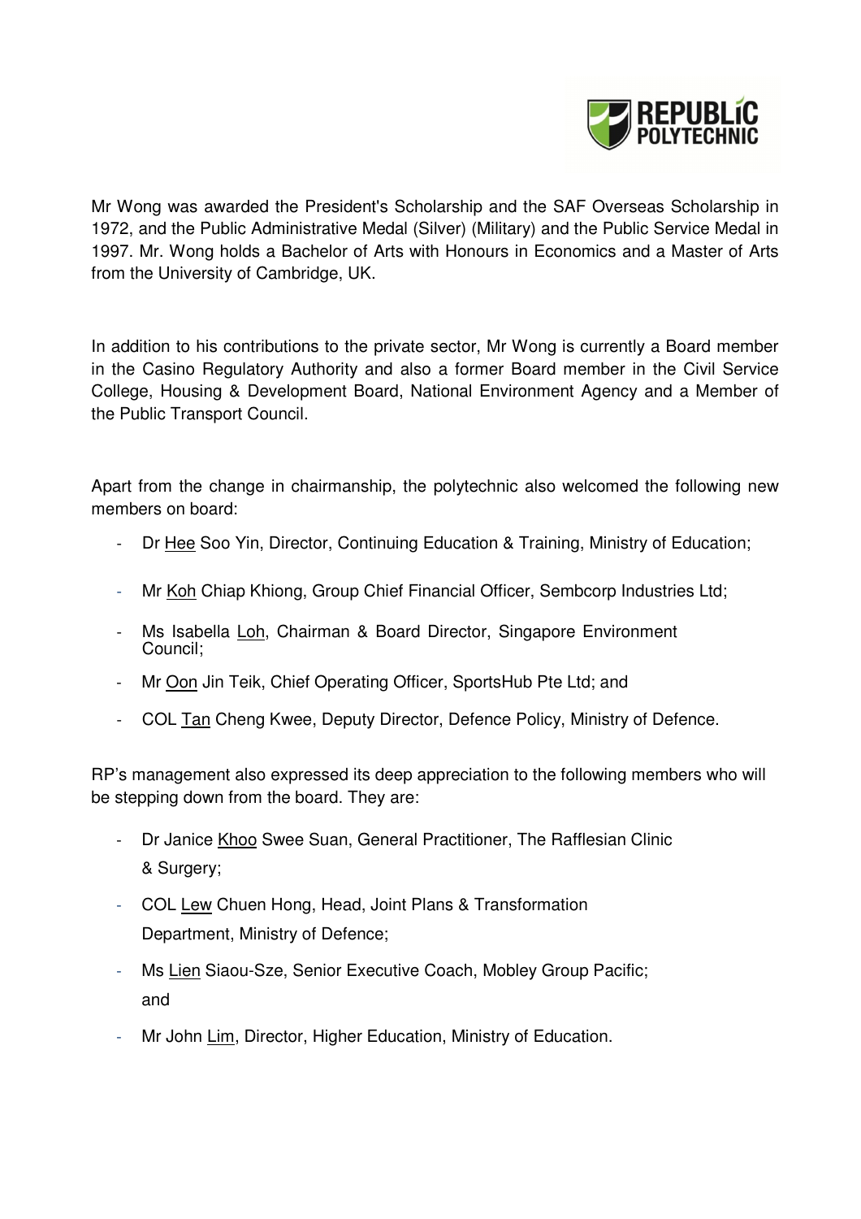Mr Wong was awarded the President's Scholarship and the SAF Overseas Scholarship in 1972, and the Public Administrative Medal (Silver) (Military) and the Public Service Medal in 1997. Mr. Wong holds a Bachelor of Arts with Honours in Economics and a Master of Arts from the University of Cambridge, UK.

In addition to his contributions to the private sector, Mr Wong is currently a Board member in the Casino Regulatory Authority and also a former Board member in the Civil Service College, Housing & Development Board, National Environment Agency and a Member of the Public Transport Council.

Apart from the change in chairmanship, the polytechnic also welcomed the following new members on board:

- Dr Hee Soo Yin, Director, Continuing Education & Training, Ministry of Education;
- Mr Koh Chiap Khiong, Group Chief Financial Officer, Sembcorp Industries Ltd;
- Ms Isabella Loh, Chairman & Board Director, Singapore Environment Council;
- Mr Oon Jin Teik, Chief Operating Officer, SportsHub Pte Ltd; and
- COL Tan Cheng Kwee, Deputy Director, Defence Policy, Ministry of Defence.

RP's management also expressed its deep appreciation to the following members who will be stepping down from the board. They are:

- Dr Janice Khoo Swee Suan, General Practitioner, The Rafflesian Clinic & Surgery;
- COL Lew Chuen Hong, Head, Joint Plans & Transformation Department, Ministry of Defence;
- Ms Lien Siaou-Sze, Senior Executive Coach, Mobley Group Pacific; and
- Mr John Lim, Director, Higher Education, Ministry of Education.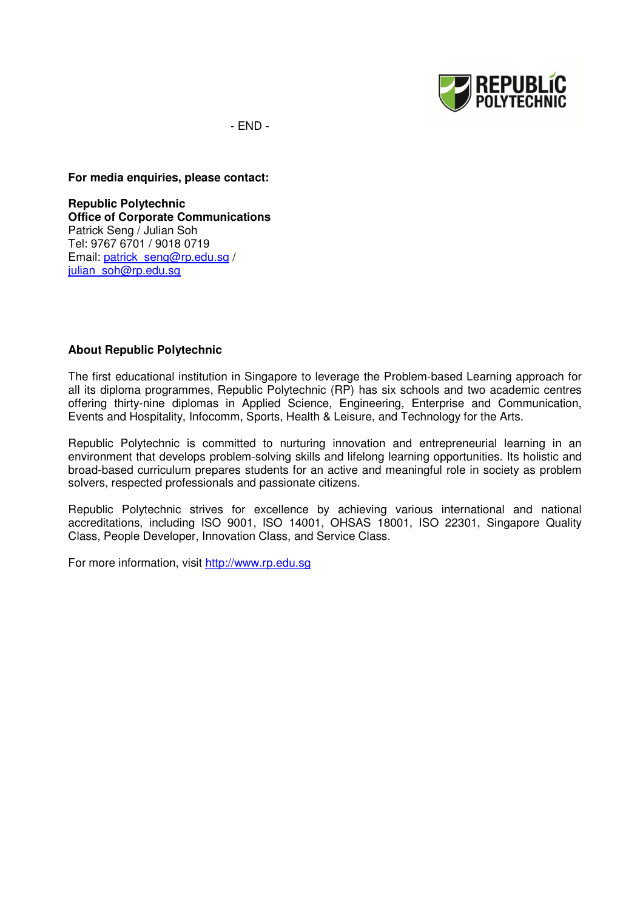- END -

**For media enquiries, please contact:**

**Republic Polytechnic**
**Office of Corporate Communications**
Patrick Seng / Julian Soh
Tel: 9767 6701 / 9018 0719
Email: patrick_seng@rp.edu.sg / julian_soh@rp.edu.sg

**About Republic Polytechnic**

The first educational institution in Singapore to leverage the Problem-based Learning approach for all its diploma programmes, Republic Polytechnic (RP) has six schools and two academic centres offering thirty-nine diplomas in Applied Science, Engineering, Enterprise and Communication, Events and Hospitality, Infocomm, Sports, Health & Leisure, and Technology for the Arts.

Republic Polytechnic is committed to nurturing innovation and entrepreneurial learning in an environment that develops problem-solving skills and lifelong learning opportunities. Its holistic and broad-based curriculum prepares students for an active and meaningful role in society as problem solvers, respected professionals and passionate citizens.

Republic Polytechnic strives for excellence by achieving various international and national accreditations, including ISO 9001, ISO 14001, OHSAS 18001, ISO 22301, Singapore Quality Class, People Developer, Innovation Class, and Service Class.

For more information, visit http://www.rp.edu.sg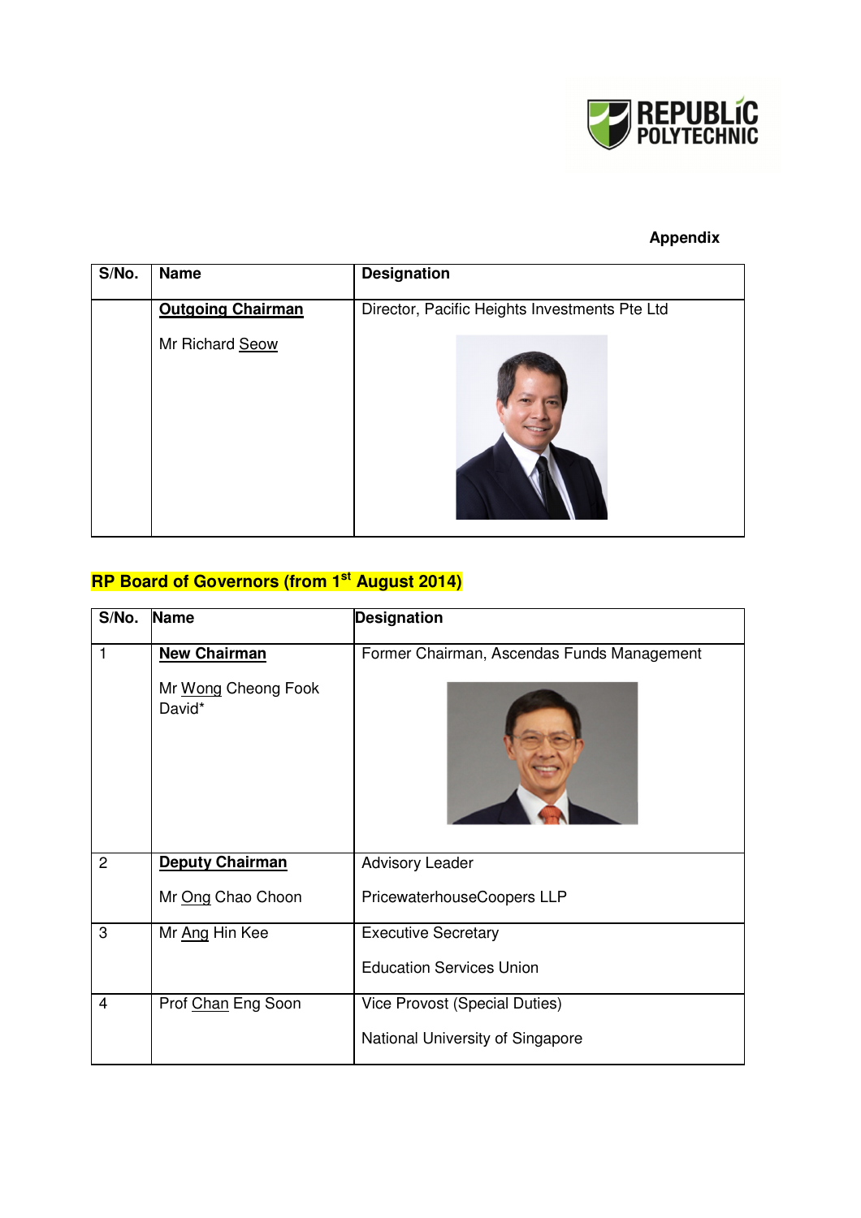**Appendix**

| S/No. | Name | Designation |
|---|---|---|
| | **Outgoing Chairman**<br><br>Mr Richard Seow | Director, Pacific Heights Investments Pte Ltd |

**RP Board of Governors (from 1st August 2014)**

| S/No. | Name | Designation |
|---|---|---|
| 1 | **New Chairman**<br><br>Mr Wong Cheong Fook David* | Former Chairman, Ascendas Funds Management |
| 2 | **Deputy Chairman**<br><br>Mr Ong Chao Choon | Advisory Leader<br><br>PricewaterhouseCoopers LLP |
| 3 | Mr Ang Hin Kee | Executive Secretary<br><br>Education Services Union |
| 4 | Prof Chan Eng Soon | Vice Provost (Special Duties)<br><br>National University of Singapore |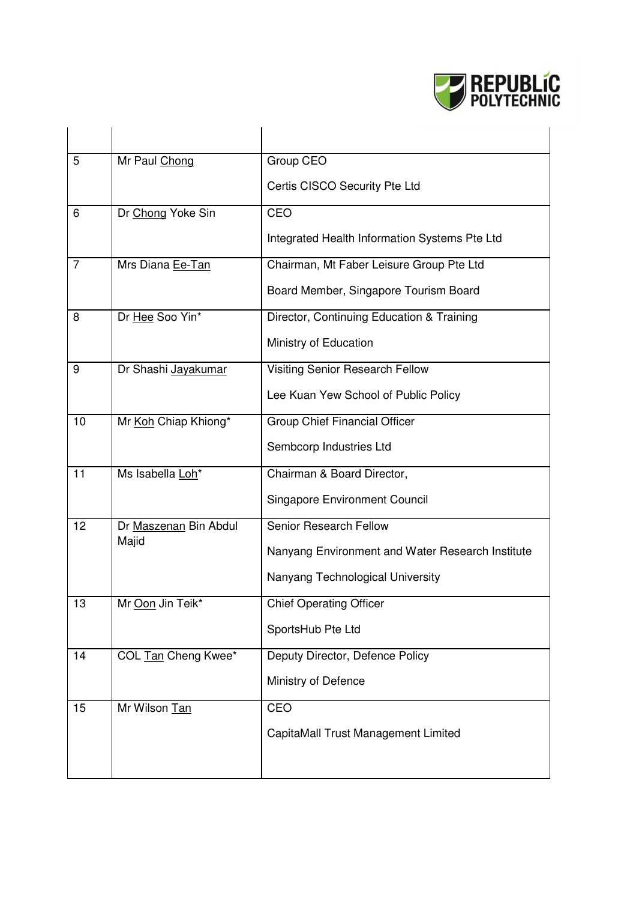| | | |
|---|---|---|
| 5 | Mr Paul Chong | Group CEO<br><br>Certis CISCO Security Pte Ltd |
| 6 | Dr Chong Yoke Sin | CEO<br><br>Integrated Health Information Systems Pte Ltd |
| 7 | Mrs Diana Ee-Tan | Chairman, Mt Faber Leisure Group Pte Ltd<br><br>Board Member, Singapore Tourism Board |
| 8 | Dr Hee Soo Yin* | Director, Continuing Education & Training<br><br>Ministry of Education |
| 9 | Dr Shashi Jayakumar | Visiting Senior Research Fellow<br><br>Lee Kuan Yew School of Public Policy |
| 10 | Mr Koh Chiap Khiong* | Group Chief Financial Officer<br><br>Sembcorp Industries Ltd |
| 11 | Ms Isabella Loh* | Chairman & Board Director,<br><br>Singapore Environment Council |
| 12 | Dr Maszenan Bin Abdul Majid | Senior Research Fellow<br><br>Nanyang Environment and Water Research Institute<br><br>Nanyang Technological University |
| 13 | Mr Oon Jin Teik* | Chief Operating Officer<br><br>SportsHub Pte Ltd |
| 14 | COL Tan Cheng Kwee* | Deputy Director, Defence Policy<br><br>Ministry of Defence |
| 15 | Mr Wilson Tan | CEO<br><br>CapitaMall Trust Management Limited |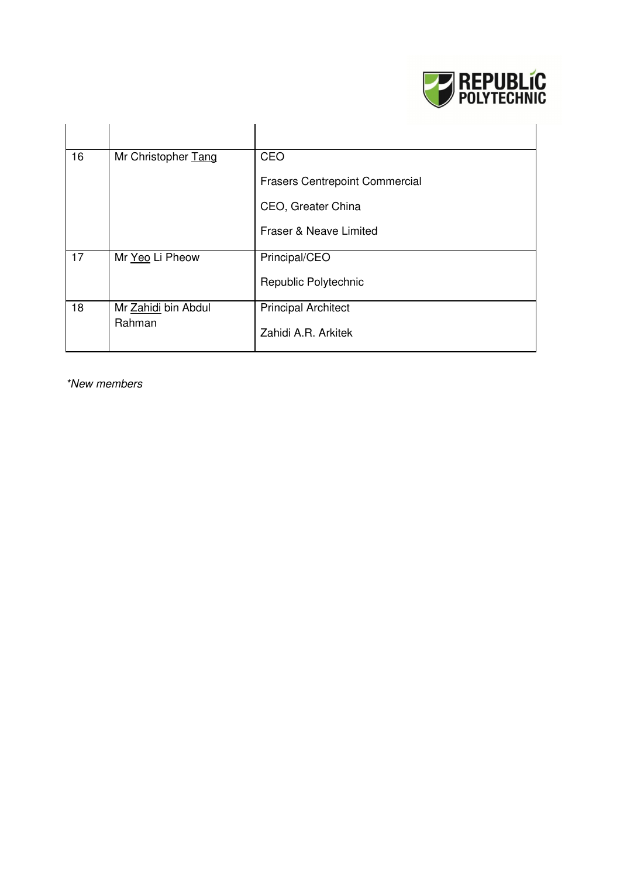| | | |
|---|---|---|
| 16 | Mr Christopher Tang | CEO<br><br>Frasers Centrepoint Commercial<br><br>CEO, Greater China<br><br>Fraser & Neave Limited |
| 17 | Mr Yeo Li Pheow | Principal/CEO<br><br>Republic Polytechnic |
| 18 | Mr Zahidi bin Abdul Rahman | Principal Architect<br><br>Zahidi A.R. Arkitek |

*New members